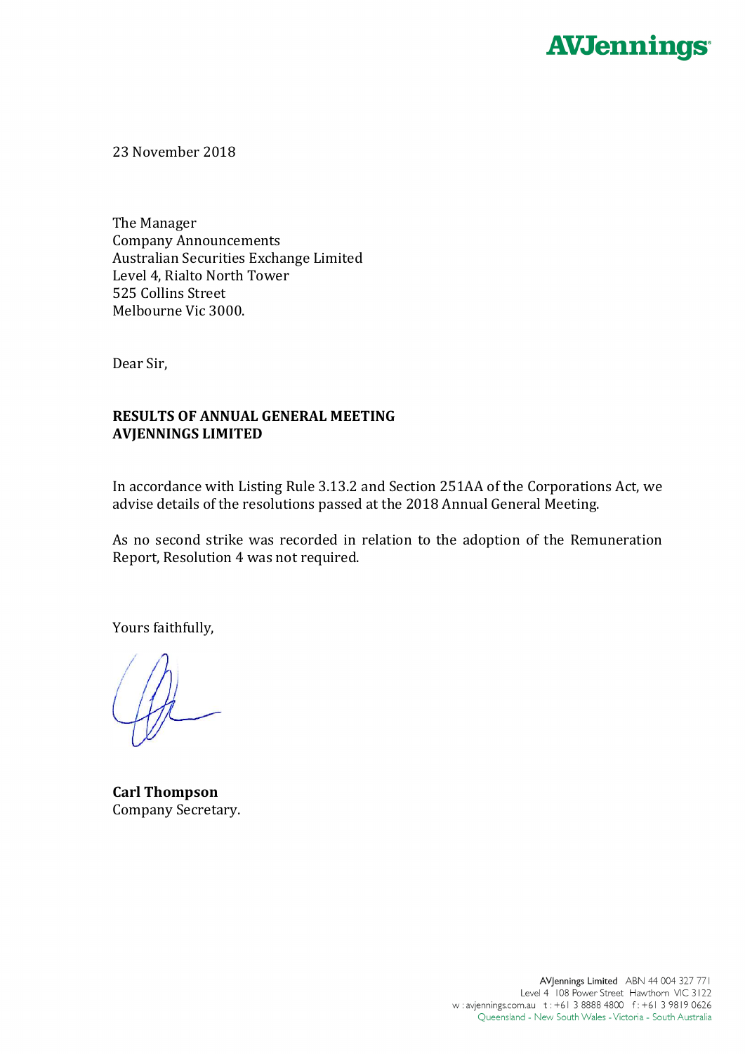AVJennings

23 November 2018

The Manager
Company Announcements
Australian Securities Exchange Limited
Level 4, Rialto North Tower
525 Collins Street
Melbourne Vic 3000.

Dear Sir,

**RESULTS OF ANNUAL GENERAL MEETING**
**AVJENNINGS LIMITED**

In accordance with Listing Rule 3.13.2 and Section 251AA of the Corporations Act, we advise details of the resolutions passed at the 2018 Annual General Meeting.

As no second strike was recorded in relation to the adoption of the Remuneration Report, Resolution 4 was not required.

Yours faithfully,

**Carl Thompson**
Company Secretary.

AVJennings Limited ABN 44 004 327 771
Level 4 108 Power Street Hawthorn VIC 3122
w : avjennings.com.au t : +61 3 8888 4800 f : +61 3 9819 0626
Queensland - New South Wales - Victoria - South Australia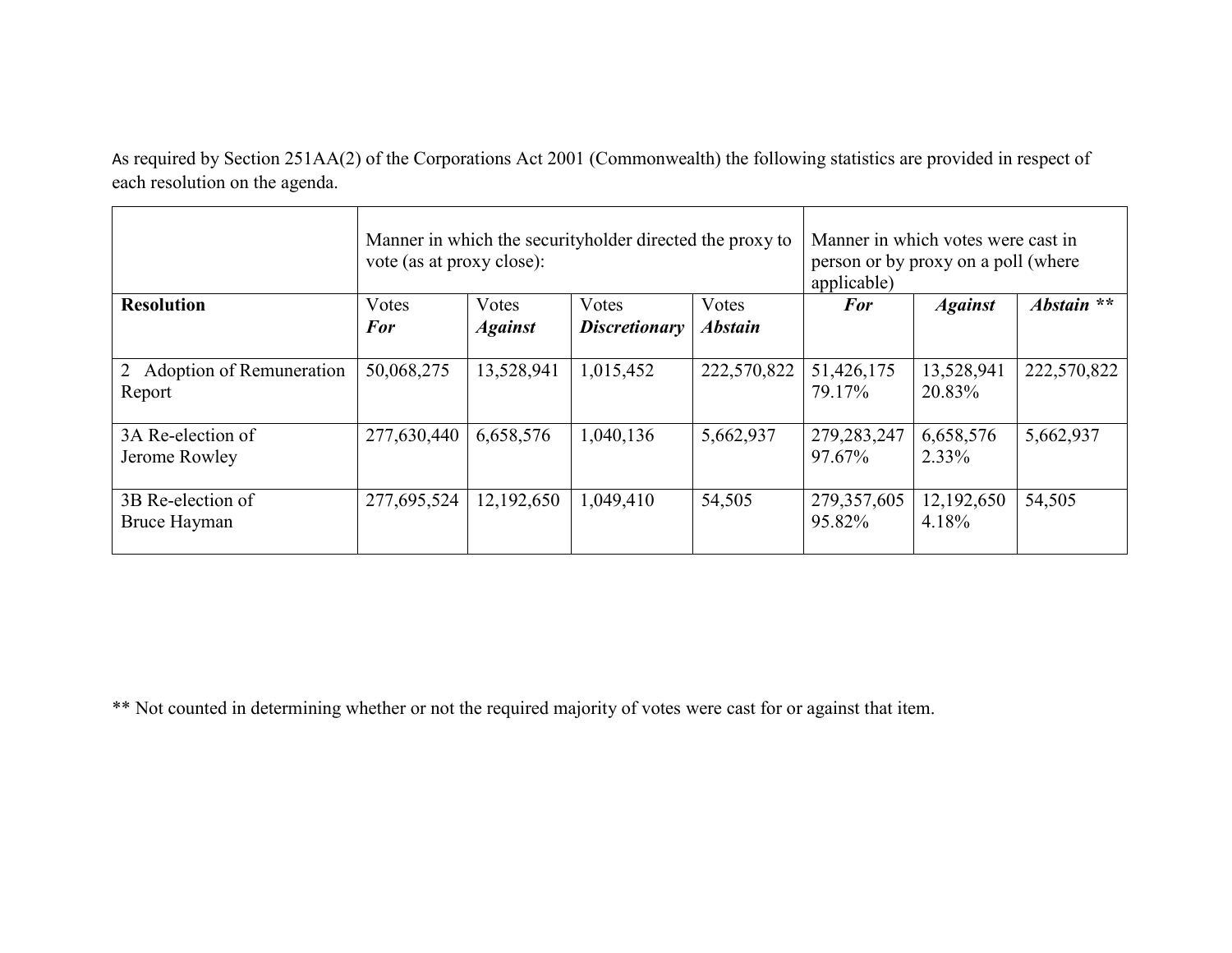As required by Section 251AA(2) of the Corporations Act 2001 (Commonwealth) the following statistics are provided in respect of each resolution on the agenda.

| | Manner in which the securityholder directed the proxy to vote (as at proxy close): | | | | Manner in which votes were cast in person or by proxy on a poll (where applicable) | | |
|---|---|---|---|---|---|---|---|
| **Resolution** | Votes ***For*** | Votes ***Against*** | Votes ***Discretionary*** | Votes ***Abstain*** | ***For*** | ***Against*** | ***Abstain \*\**** |
| 2 Adoption of Remuneration Report | 50,068,275 | 13,528,941 | 1,015,452 | 222,570,822 | 51,426,175 79.17% | 13,528,941 20.83% | 222,570,822 |
| 3A Re-election of Jerome Rowley | 277,630,440 | 6,658,576 | 1,040,136 | 5,662,937 | 279,283,247 97.67% | 6,658,576 2.33% | 5,662,937 |
| 3B Re-election of Bruce Hayman | 277,695,524 | 12,192,650 | 1,049,410 | 54,505 | 279,357,605 95.82% | 12,192,650 4.18% | 54,505 |

** Not counted in determining whether or not the required majority of votes were cast for or against that item.